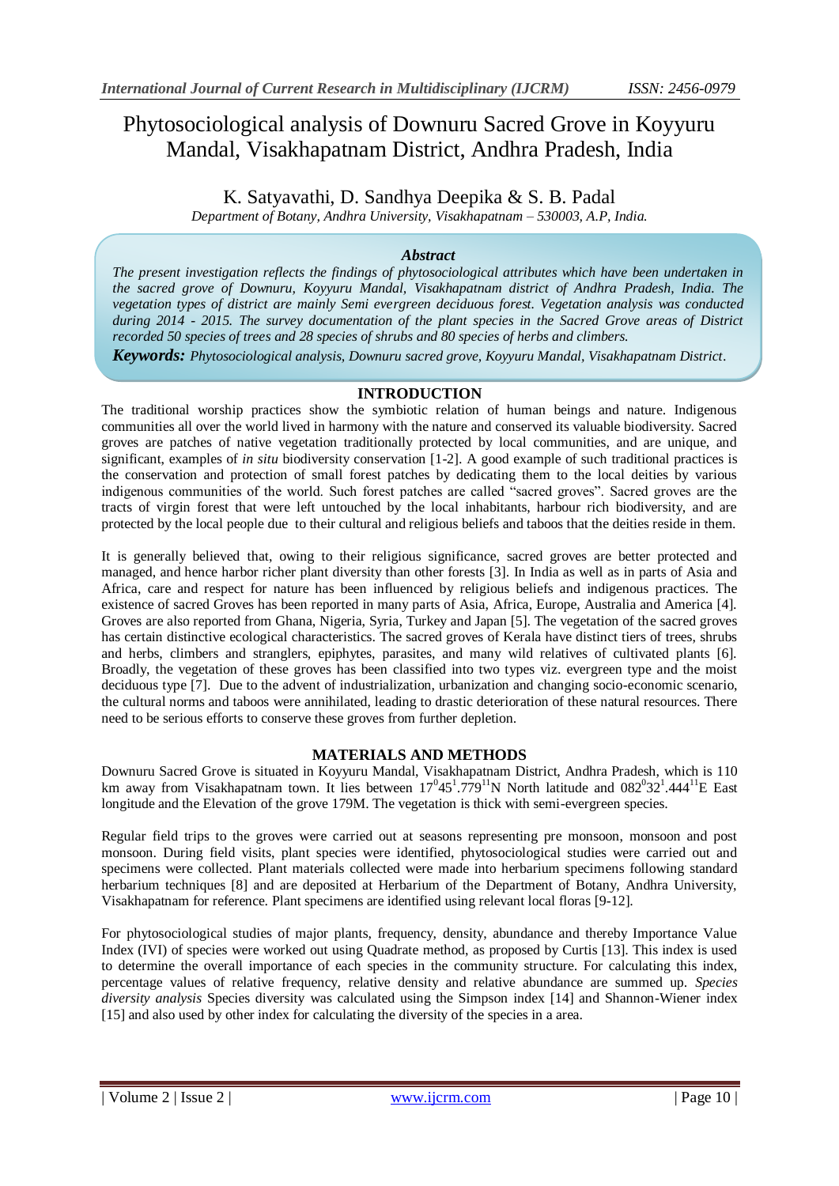# Phytosociological analysis of Downuru Sacred Grove in Koyyuru Mandal, Visakhapatnam District, Andhra Pradesh, India

K. Satyavathi, D. Sandhya Deepika & S. B. Padal

*Department of Botany, Andhra University, Visakhapatnam – 530003, A.P, India.*

### *Abstract*

*The present investigation reflects the findings of phytosociological attributes which have been undertaken in the sacred grove of Downuru, Koyyuru Mandal, Visakhapatnam district of Andhra Pradesh, India. The vegetation types of district are mainly Semi evergreen deciduous forest. Vegetation analysis was conducted during 2014 - 2015. The survey documentation of the plant species in the Sacred Grove areas of District recorded 50 species of trees and 28 species of shrubs and 80 species of herbs and climbers.*

***Keywords:*** *Phytosociological analysis, Downuru sacred grove, Koyyuru Mandal, Visakhapatnam District.*

## INTRODUCTION

The traditional worship practices show the symbiotic relation of human beings and nature. Indigenous communities all over the world lived in harmony with the nature and conserved its valuable biodiversity. Sacred groves are patches of native vegetation traditionally protected by local communities, and are unique, and significant, examples of *in situ* biodiversity conservation [1-2]. A good example of such traditional practices is the conservation and protection of small forest patches by dedicating them to the local deities by various indigenous communities of the world. Such forest patches are called "sacred groves". Sacred groves are the tracts of virgin forest that were left untouched by the local inhabitants, harbour rich biodiversity, and are protected by the local people due to their cultural and religious beliefs and taboos that the deities reside in them.

It is generally believed that, owing to their religious significance, sacred groves are better protected and managed, and hence harbor richer plant diversity than other forests [3]. In India as well as in parts of Asia and Africa, care and respect for nature has been influenced by religious beliefs and indigenous practices. The existence of sacred Groves has been reported in many parts of Asia, Africa, Europe, Australia and America [4]. Groves are also reported from Ghana, Nigeria, Syria, Turkey and Japan [5]. The vegetation of the sacred groves has certain distinctive ecological characteristics. The sacred groves of Kerala have distinct tiers of trees, shrubs and herbs, climbers and stranglers, epiphytes, parasites, and many wild relatives of cultivated plants [6]. Broadly, the vegetation of these groves has been classified into two types viz. evergreen type and the moist deciduous type [7]. Due to the advent of industrialization, urbanization and changing socio-economic scenario, the cultural norms and taboos were annihilated, leading to drastic deterioration of these natural resources. There need to be serious efforts to conserve these groves from further depletion.

## MATERIALS AND METHODS

Downuru Sacred Grove is situated in Koyyuru Mandal, Visakhapatnam District, Andhra Pradesh, which is 110 km away from Visakhapatnam town. It lies between $17^{0}45^{1}.779^{11}$N North latitude and $082^{0}32^{1}.444^{11}$E East longitude and the Elevation of the grove 179M. The vegetation is thick with semi-evergreen species.

Regular field trips to the groves were carried out at seasons representing pre monsoon, monsoon and post monsoon. During field visits, plant species were identified, phytosociological studies were carried out and specimens were collected. Plant materials collected were made into herbarium specimens following standard herbarium techniques [8] and are deposited at Herbarium of the Department of Botany, Andhra University, Visakhapatnam for reference. Plant specimens are identified using relevant local floras [9-12].

For phytosociological studies of major plants, frequency, density, abundance and thereby Importance Value Index (IVI) of species were worked out using Quadrate method, as proposed by Curtis [13]. This index is used to determine the overall importance of each species in the community structure. For calculating this index, percentage values of relative frequency, relative density and relative abundance are summed up. *Species diversity analysis* Species diversity was calculated using the Simpson index [14] and Shannon-Wiener index [15] and also used by other index for calculating the diversity of the species in a area.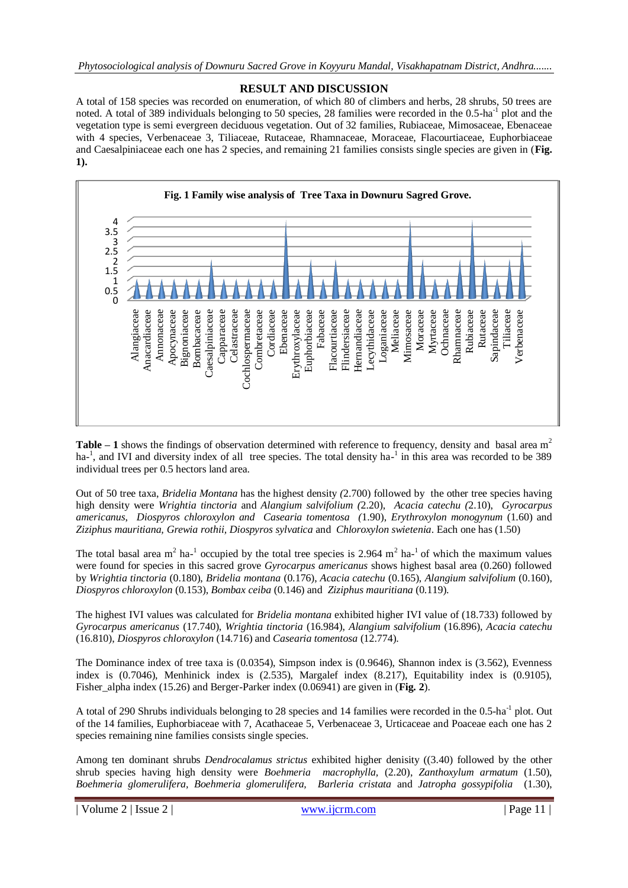## RESULT AND DISCUSSION

A total of 158 species was recorded on enumeration, of which 80 of climbers and herbs, 28 shrubs, 50 trees are noted. A total of 389 individuals belonging to 50 species, 28 families were recorded in the 0.5-ha$^{-1}$ plot and the vegetation type is semi evergreen deciduous vegetation. Out of 32 families, Rubiaceae, Mimosaceae, Ebenaceae with 4 species, Verbenaceae 3, Tiliaceae, Rutaceae, Rhamnaceae, Moraceae, Flacourtiaceae, Euphorbiaceae and Caesalpiniaceae each one has 2 species, and remaining 21 families consists single species are given in (**Fig. 1).**

**Fig. 1 Family wise analysis of Tree Taxa in Downuru Sagred Grove.**

**Table – 1** shows the findings of observation determined with reference to frequency, density and basal area m$^2$ ha-$^1$, and IVI and diversity index of all tree species. The total density ha-$^1$ in this area was recorded to be 389 individual trees per 0.5 hectors land area.

Out of 50 tree taxa, *Bridelia Montana* has the highest density *(*2.700) followed by the other tree species having high density were *Wrightia tinctoria* and *Alangium salvifolium (*2.20), *Acacia catechu (*2.10), *Gyrocarpus americanus*, *Diospyros chloroxylon and Casearia tomentosa (*1.90), *Erythroxylon monogynum* (1.60) and *Ziziphus mauritiana*, *Grewia rothii, Diospyros sylvatica* and *Chloroxylon swietenia*. Each one has (1.50)

The total basal area m$^2$ ha-$^1$ occupied by the total tree species is 2.964 m$^2$ ha-$^1$ of which the maximum values were found for species in this sacred grove *Gyrocarpus americanus* shows highest basal area (0.260) followed by *Wrightia tinctoria* (0.180), *Bridelia montana* (0.176), *Acacia catechu* (0.165), *Alangium salvifolium* (0.160), *Diospyros chloroxylon* (0.153), *Bombax ceiba* (0.146) and *Ziziphus mauritiana* (0.119).

The highest IVI values was calculated for *Bridelia montana* exhibited higher IVI value of (18.733) followed by *Gyrocarpus americanus* (17.740), *Wrightia tinctoria* (16.984), *Alangium salvifolium* (16.896), *Acacia catechu* (16.810), *Diospyros chloroxylon* (14.716) and *Casearia tomentosa* (12.774).

The Dominance index of tree taxa is (0.0354), Simpson index is (0.9646), Shannon index is (3.562), Evenness index is (0.7046), Menhinick index is (2.535), Margalef index (8.217), Equitability index is (0.9105), Fisher_alpha index (15.26) and Berger-Parker index (0.06941) are given in (**Fig. 2**).

A total of 290 Shrubs individuals belonging to 28 species and 14 families were recorded in the 0.5-ha$^{-1}$ plot. Out of the 14 families, Euphorbiaceae with 7, Acathaceae 5, Verbenaceae 3, Urticaceae and Poaceae each one has 2 species remaining nine families consists single species.

Among ten dominant shrubs *Dendrocalamus strictus* exhibited higher denisity ((3.40) followed by the other shrub species having high density were *Boehmeria macrophylla,* (2.20), *Zanthoxylum armatum* (1.50), *Boehmeria glomerulifera, Boehmeria glomerulifera, Barleria cristata* and *Jatropha gossypifolia* (1.30),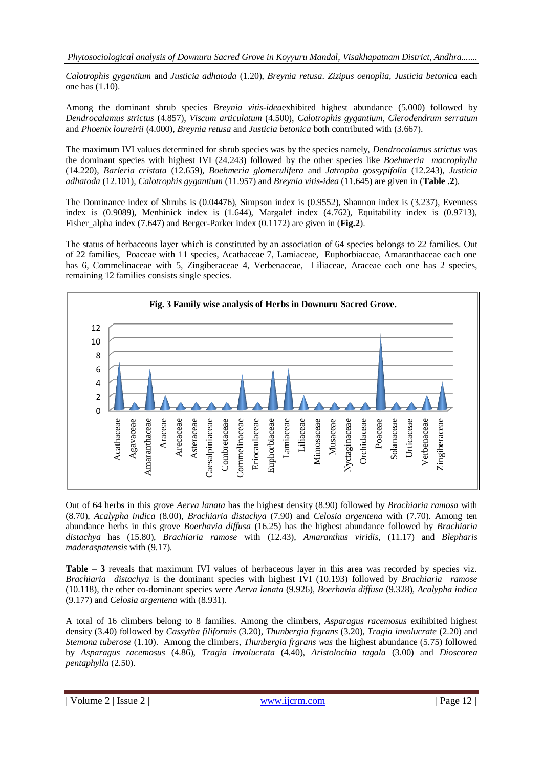*Calotrophis gygantium* and *Justicia adhatoda* (1.20), *Breynia retusa*. *Zizipus oenoplia, Justicia betonica* each one has (1.10).

Among the dominant shrub species *Breynia vitis-idea*exhibited highest abundance (5.000) followed by *Dendrocalamus strictus* (4.857), *Viscum articulatum* (4.500), *Calotrophis gygantium, Clerodendrum serratum* and *Phoenix loureirii* (4.000), *Breynia retusa* and *Justicia betonica* both contributed with (3.667).

The maximum IVI values determined for shrub species was by the species namely, *Dendrocalamus strictus* was the dominant species with highest IVI (24.243) followed by the other species like *Boehmeria macrophylla* (14.220), *Barleria cristata* (12.659), *Boehmeria glomerulifera* and *Jatropha gossypifolia* (12.243), *Justicia adhatoda* (12.101), *Calotrophis gygantium* (11.957) and *Breynia vitis-idea* (11.645) are given in (**Table .2**).

The Dominance index of Shrubs is (0.04476), Simpson index is (0.9552), Shannon index is (3.237), Evenness index is (0.9089), Menhinick index is (1.644), Margalef index (4.762), Equitability index is (0.9713), Fisher_alpha index (7.647) and Berger-Parker index (0.1172) are given in (**Fig.2**).

The status of herbaceous layer which is constituted by an association of 64 species belongs to 22 families. Out of 22 families, Poaceae with 11 species, Acathaceae 7, Lamiaceae, Euphorbiaceae, Amaranthaceae each one has 6, Commelinaceae with 5, Zingiberaceae 4, Verbenaceae, Liliaceae, Araceae each one has 2 species, remaining 12 families consists single species.

**Fig. 3 Family wise analysis of Herbs in Downuru Sacred Grove.**

| Family | Number of species |
|---|---|
| Acathaceae | 7 |
| Agavaceae | 1 |
| Amaranthaceae | 6 |
| Araceae | 2 |
| Arecaceae | 1 |
| Asteraceae | 1 |
| Caesalpiniaceae | 1 |
| Combretaceae | 1 |
| Commelinaceae | 5 |
| Eriocaulaceae | 1 |
| Euphorbiaceae | 6 |
| Lamiaceae | 6 |
| Liliaceae | 2 |
| Mimosaceae | 1 |
| Musaceae | 1 |
| Nyctaginaceae | 1 |
| Orchidaceae | 1 |
| Poaceae | 11 |
| Solanaceae | 1 |
| Urticaceae | 1 |
| Verbenaceae | 2 |
| Zingiberaceae | 4 |

Out of 64 herbs in this grove *Aerva lanata* has the highest density (8.90) followed by *Brachiaria ramosa* with (8.70), *Acalypha indica* (8.00), *Brachiaria distachya* (7.90) and *Celosia argentena* with (7.70). Among ten abundance herbs in this grove *Boerhavia diffusa* (16.25) has the highest abundance followed by *Brachiaria distachya* has (15.80), *Brachiaria ramose* with (12.43), *Amaranthus viridis*, (11.17) and *Blepharis maderaspatensis* with (9.17).

**Table – 3** reveals that maximum IVI values of herbaceous layer in this area was recorded by species viz. *Brachiaria distachya* is the dominant species with highest IVI (10.193) followed by *Brachiaria ramose* (10.118), the other co-dominant species were *Aerva lanata* (9.926), *Boerhavia diffusa* (9.328), *Acalypha indica* (9.177) and *Celosia argentena* with (8.931).

A total of 16 climbers belong to 8 families. Among the climbers, *Asparagus racemosus* exihibited highest density (3.40) followed by *Cassytha filiformis* (3.20), *Thunbergia frgrans* (3.20), *Tragia involucrate* (2.20) and *Stemona tuberose* (1.10). Among the climbers, *Thunbergia frgrans was* the highest abundance (5.75) followed by *Asparagus racemosus* (4.86), *Tragia involucrata* (4.40), *Aristolochia tagala* (3.00) and *Dioscorea pentaphylla* (2.50).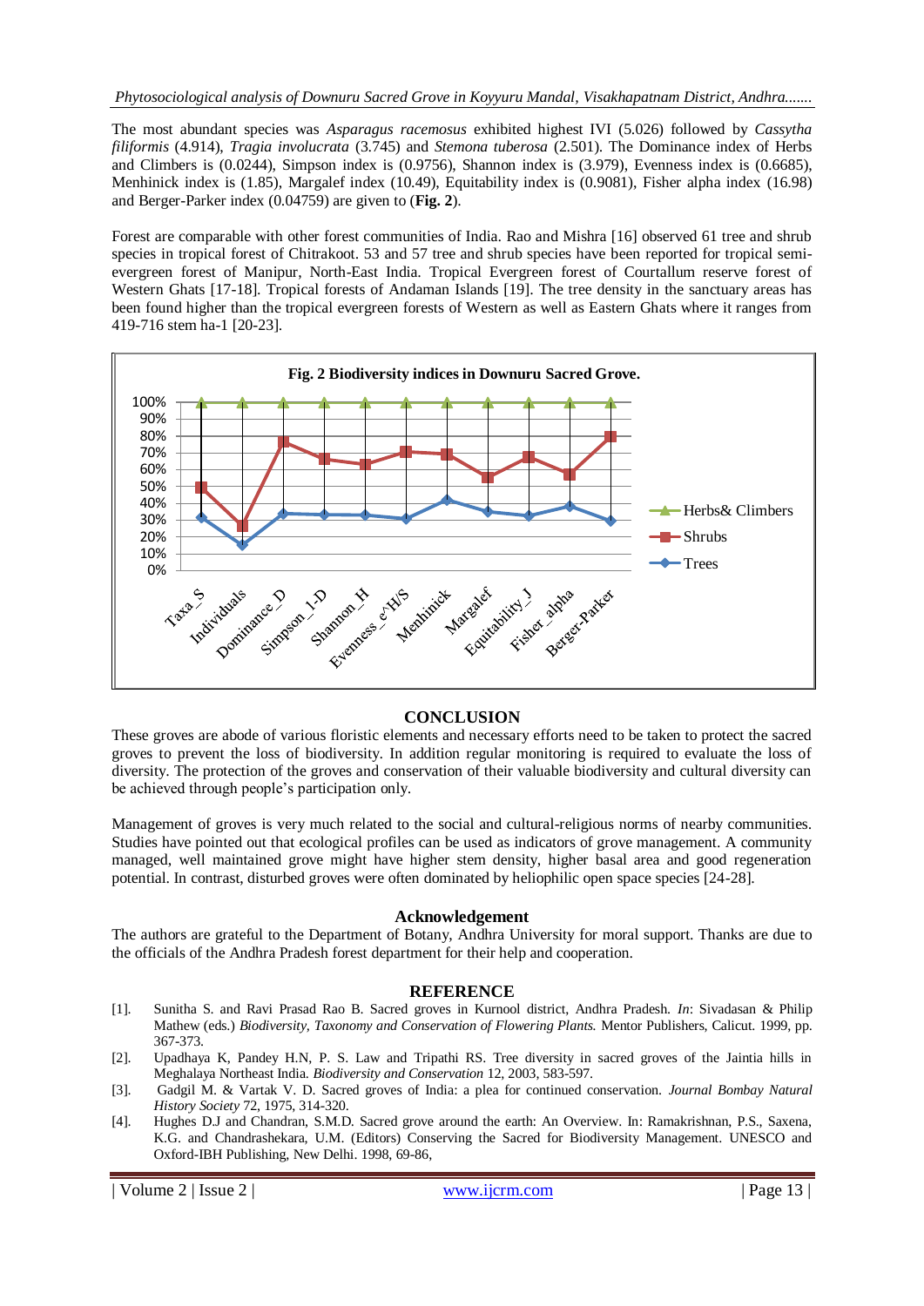The most abundant species was *Asparagus racemosus* exhibited highest IVI (5.026) followed by *Cassytha filiformis* (4.914), *Tragia involucrata* (3.745) and *Stemona tuberosa* (2.501). The Dominance index of Herbs and Climbers is (0.0244), Simpson index is (0.9756), Shannon index is (3.979), Evenness index is (0.6685), Menhinick index is (1.85), Margalef index (10.49), Equitability index is (0.9081), Fisher alpha index (16.98) and Berger-Parker index (0.04759) are given to (**Fig. 2**).

Forest are comparable with other forest communities of India. Rao and Mishra [16] observed 61 tree and shrub species in tropical forest of Chitrakoot. 53 and 57 tree and shrub species have been reported for tropical semi-evergreen forest of Manipur, North-East India. Tropical Evergreen forest of Courtallum reserve forest of Western Ghats [17-18]. Tropical forests of Andaman Islands [19]. The tree density in the sanctuary areas has been found higher than the tropical evergreen forests of Western as well as Eastern Ghats where it ranges from 419-716 stem ha-1 [20-23].

**Fig. 2 Biodiversity indices in Downuru Sacred Grove.**

## CONCLUSION

These groves are abode of various floristic elements and necessary efforts need to be taken to protect the sacred groves to prevent the loss of biodiversity. In addition regular monitoring is required to evaluate the loss of diversity. The protection of the groves and conservation of their valuable biodiversity and cultural diversity can be achieved through people's participation only.

Management of groves is very much related to the social and cultural-religious norms of nearby communities. Studies have pointed out that ecological profiles can be used as indicators of grove management. A community managed, well maintained grove might have higher stem density, higher basal area and good regeneration potential. In contrast, disturbed groves were often dominated by heliophilic open space species [24-28].

### Acknowledgement

The authors are grateful to the Department of Botany, Andhra University for moral support. Thanks are due to the officials of the Andhra Pradesh forest department for their help and cooperation.

## REFERENCE

[1]. Sunitha S. and Ravi Prasad Rao B. Sacred groves in Kurnool district, Andhra Pradesh. *In*: Sivadasan & Philip Mathew (eds.) *Biodiversity, Taxonomy and Conservation of Flowering Plants.* Mentor Publishers, Calicut. 1999, pp. 367-373.

[2]. Upadhaya K, Pandey H.N, P. S. Law and Tripathi RS. Tree diversity in sacred groves of the Jaintia hills in Meghalaya Northeast India. *Biodiversity and Conservation* 12, 2003, 583-597.

[3]. Gadgil M. & Vartak V. D. Sacred groves of India: a plea for continued conservation. *Journal Bombay Natural History Society* 72, 1975, 314-320.

[4]. Hughes D.J and Chandran, S.M.D. Sacred grove around the earth: An Overview. In: Ramakrishnan, P.S., Saxena, K.G. and Chandrashekara, U.M. (Editors) Conserving the Sacred for Biodiversity Management. UNESCO and Oxford-IBH Publishing, New Delhi. 1998, 69-86,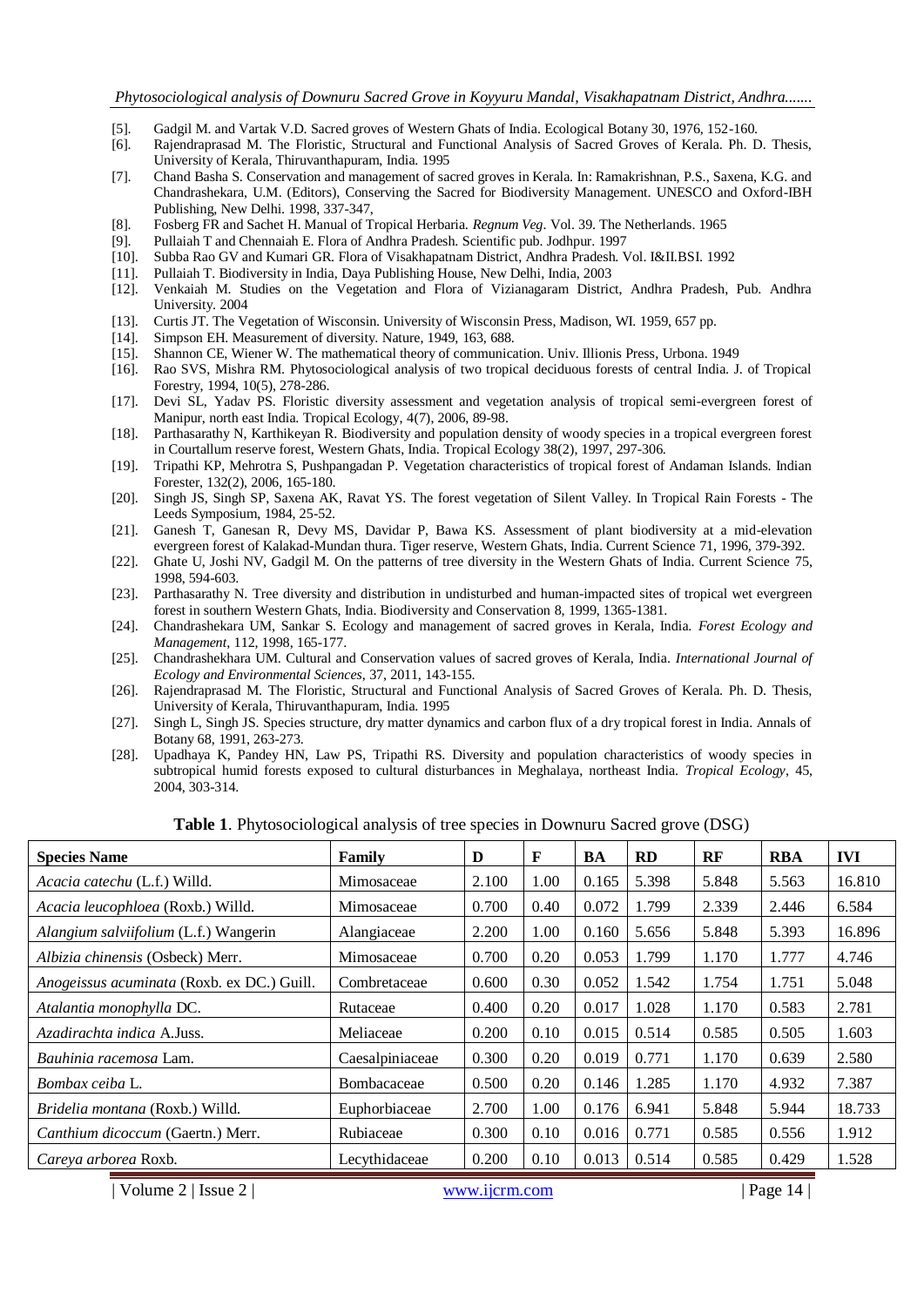[5]. Gadgil M. and Vartak V.D. Sacred groves of Western Ghats of India. Ecological Botany 30, 1976, 152-160.

[6]. Rajendraprasad M. The Floristic, Structural and Functional Analysis of Sacred Groves of Kerala. Ph. D. Thesis, University of Kerala, Thiruvanthapuram, India. 1995

[7]. Chand Basha S. Conservation and management of sacred groves in Kerala. In: Ramakrishnan, P.S., Saxena, K.G. and Chandrashekara, U.M. (Editors), Conserving the Sacred for Biodiversity Management. UNESCO and Oxford-IBH Publishing, New Delhi. 1998, 337-347,

[8]. Fosberg FR and Sachet H. Manual of Tropical Herbaria. *Regnum Veg*. Vol. 39. The Netherlands. 1965

[9]. Pullaiah T and Chennaiah E. Flora of Andhra Pradesh. Scientific pub. Jodhpur. 1997

[10]. Subba Rao GV and Kumari GR. Flora of Visakhapatnam District, Andhra Pradesh. Vol. I&II.BSI. 1992

[11]. Pullaiah T. Biodiversity in India, Daya Publishing House, New Delhi, India, 2003

[12]. Venkaiah M. Studies on the Vegetation and Flora of Vizianagaram District, Andhra Pradesh, Pub. Andhra University. 2004

[13]. Curtis JT. The Vegetation of Wisconsin. University of Wisconsin Press, Madison, WI. 1959, 657 pp.

[14]. Simpson EH. Measurement of diversity. Nature, 1949, 163, 688.

[15]. Shannon CE, Wiener W. The mathematical theory of communication. Univ. Illionis Press, Urbona. 1949

[16]. Rao SVS, Mishra RM. Phytosociological analysis of two tropical deciduous forests of central India. J. of Tropical Forestry, 1994, 10(5), 278-286.

[17]. Devi SL, Yadav PS. Floristic diversity assessment and vegetation analysis of tropical semi-evergreen forest of Manipur, north east India. Tropical Ecology, 4(7), 2006, 89-98.

[18]. Parthasarathy N, Karthikeyan R. Biodiversity and population density of woody species in a tropical evergreen forest in Courtallum reserve forest, Western Ghats, India. Tropical Ecology 38(2), 1997, 297-306.

[19]. Tripathi KP, Mehrotra S, Pushpangadan P. Vegetation characteristics of tropical forest of Andaman Islands. Indian Forester, 132(2), 2006, 165-180.

[20]. Singh JS, Singh SP, Saxena AK, Ravat YS. The forest vegetation of Silent Valley. In Tropical Rain Forests - The Leeds Symposium, 1984, 25-52.

[21]. Ganesh T, Ganesan R, Devy MS, Davidar P, Bawa KS. Assessment of plant biodiversity at a mid-elevation evergreen forest of Kalakad-Mundan thura. Tiger reserve, Western Ghats, India. Current Science 71, 1996, 379-392.

[22]. Ghate U, Joshi NV, Gadgil M. On the patterns of tree diversity in the Western Ghats of India. Current Science 75, 1998, 594-603.

[23]. Parthasarathy N. Tree diversity and distribution in undisturbed and human-impacted sites of tropical wet evergreen forest in southern Western Ghats, India. Biodiversity and Conservation 8, 1999, 1365-1381.

[24]. Chandrashekara UM, Sankar S. Ecology and management of sacred groves in Kerala, India. *Forest Ecology and Management*, 112, 1998, 165-177.

[25]. Chandrashekhara UM. Cultural and Conservation values of sacred groves of Kerala, India. *International Journal of Ecology and Environmental Sciences*, 37, 2011, 143-155.

[26]. Rajendraprasad M. The Floristic, Structural and Functional Analysis of Sacred Groves of Kerala. Ph. D. Thesis, University of Kerala, Thiruvanthapuram, India. 1995

[27]. Singh L, Singh JS. Species structure, dry matter dynamics and carbon flux of a dry tropical forest in India. Annals of Botany 68, 1991, 263-273.

[28]. Upadhaya K, Pandey HN, Law PS, Tripathi RS. Diversity and population characteristics of woody species in subtropical humid forests exposed to cultural disturbances in Meghalaya, northeast India. *Tropical Ecology*, 45, 2004, 303-314.

**Table 1**. Phytosociological analysis of tree species in Downuru Sacred grove (DSG)

| Species Name | Family | D | F | BA | RD | RF | RBA | IVI |
|---|---|---|---|---|---|---|---|---|
| *Acacia catechu* (L.f.) Willd. | Mimosaceae | 2.100 | 1.00 | 0.165 | 5.398 | 5.848 | 5.563 | 16.810 |
| *Acacia leucophloea* (Roxb.) Willd. | Mimosaceae | 0.700 | 0.40 | 0.072 | 1.799 | 2.339 | 2.446 | 6.584 |
| *Alangium salviifolium* (L.f.) Wangerin | Alangiaceae | 2.200 | 1.00 | 0.160 | 5.656 | 5.848 | 5.393 | 16.896 |
| *Albizia chinensis* (Osbeck) Merr. | Mimosaceae | 0.700 | 0.20 | 0.053 | 1.799 | 1.170 | 1.777 | 4.746 |
| *Anogeissus acuminata* (Roxb. ex DC.) Guill. | Combretaceae | 0.600 | 0.30 | 0.052 | 1.542 | 1.754 | 1.751 | 5.048 |
| *Atalantia monophylla* DC. | Rutaceae | 0.400 | 0.20 | 0.017 | 1.028 | 1.170 | 0.583 | 2.781 |
| *Azadirachta indica* A.Juss. | Meliaceae | 0.200 | 0.10 | 0.015 | 0.514 | 0.585 | 0.505 | 1.603 |
| *Bauhinia racemosa* Lam. | Caesalpiniaceae | 0.300 | 0.20 | 0.019 | 0.771 | 1.170 | 0.639 | 2.580 |
| *Bombax ceiba* L. | Bombacaceae | 0.500 | 0.20 | 0.146 | 1.285 | 1.170 | 4.932 | 7.387 |
| *Bridelia montana* (Roxb.) Willd. | Euphorbiaceae | 2.700 | 1.00 | 0.176 | 6.941 | 5.848 | 5.944 | 18.733 |
| *Canthium dicoccum* (Gaertn.) Merr. | Rubiaceae | 0.300 | 0.10 | 0.016 | 0.771 | 0.585 | 0.556 | 1.912 |
| *Careya arborea* Roxb. | Lecythidaceae | 0.200 | 0.10 | 0.013 | 0.514 | 0.585 | 0.429 | 1.528 |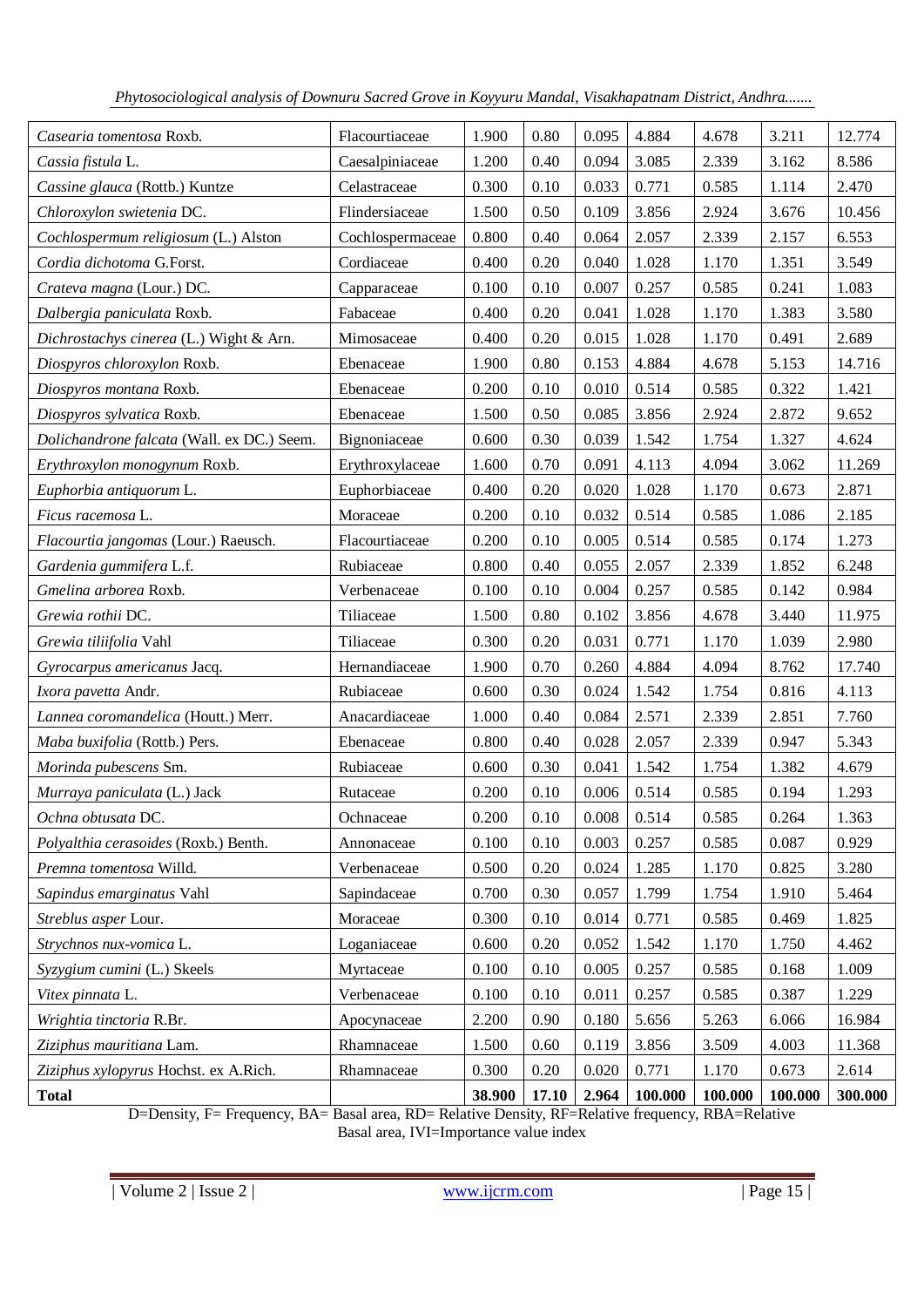| | | | | | | | | |
|---|---|---|---|---|---|---|---|---|
| *Casearia tomentosa* Roxb. | Flacourtiaceae | 1.900 | 0.80 | 0.095 | 4.884 | 4.678 | 3.211 | 12.774 |
| *Cassia fistula* L. | Caesalpiniaceae | 1.200 | 0.40 | 0.094 | 3.085 | 2.339 | 3.162 | 8.586 |
| *Cassine glauca* (Rottb.) Kuntze | Celastraceae | 0.300 | 0.10 | 0.033 | 0.771 | 0.585 | 1.114 | 2.470 |
| *Chloroxylon swietenia* DC. | Flindersiaceae | 1.500 | 0.50 | 0.109 | 3.856 | 2.924 | 3.676 | 10.456 |
| *Cochlospermum religiosum* (L.) Alston | Cochlospermaceae | 0.800 | 0.40 | 0.064 | 2.057 | 2.339 | 2.157 | 6.553 |
| *Cordia dichotoma* G.Forst. | Cordiaceae | 0.400 | 0.20 | 0.040 | 1.028 | 1.170 | 1.351 | 3.549 |
| *Crateva magna* (Lour.) DC. | Capparaceae | 0.100 | 0.10 | 0.007 | 0.257 | 0.585 | 0.241 | 1.083 |
| *Dalbergia paniculata* Roxb. | Fabaceae | 0.400 | 0.20 | 0.041 | 1.028 | 1.170 | 1.383 | 3.580 |
| *Dichrostachys cinerea* (L.) Wight & Arn. | Mimosaceae | 0.400 | 0.20 | 0.015 | 1.028 | 1.170 | 0.491 | 2.689 |
| *Diospyros chloroxylon* Roxb. | Ebenaceae | 1.900 | 0.80 | 0.153 | 4.884 | 4.678 | 5.153 | 14.716 |
| *Diospyros montana* Roxb. | Ebenaceae | 0.200 | 0.10 | 0.010 | 0.514 | 0.585 | 0.322 | 1.421 |
| *Diospyros sylvatica* Roxb. | Ebenaceae | 1.500 | 0.50 | 0.085 | 3.856 | 2.924 | 2.872 | 9.652 |
| *Dolichandrone falcata* (Wall. ex DC.) Seem. | Bignoniaceae | 0.600 | 0.30 | 0.039 | 1.542 | 1.754 | 1.327 | 4.624 |
| *Erythroxylon monogynum* Roxb. | Erythroxylaceae | 1.600 | 0.70 | 0.091 | 4.113 | 4.094 | 3.062 | 11.269 |
| *Euphorbia antiquorum* L. | Euphorbiaceae | 0.400 | 0.20 | 0.020 | 1.028 | 1.170 | 0.673 | 2.871 |
| *Ficus racemosa* L. | Moraceae | 0.200 | 0.10 | 0.032 | 0.514 | 0.585 | 1.086 | 2.185 |
| *Flacourtia jangomas* (Lour.) Raeusch. | Flacourtiaceae | 0.200 | 0.10 | 0.005 | 0.514 | 0.585 | 0.174 | 1.273 |
| *Gardenia gummifera* L.f. | Rubiaceae | 0.800 | 0.40 | 0.055 | 2.057 | 2.339 | 1.852 | 6.248 |
| *Gmelina arborea* Roxb. | Verbenaceae | 0.100 | 0.10 | 0.004 | 0.257 | 0.585 | 0.142 | 0.984 |
| *Grewia rothii* DC. | Tiliaceae | 1.500 | 0.80 | 0.102 | 3.856 | 4.678 | 3.440 | 11.975 |
| *Grewia tiliifolia* Vahl | Tiliaceae | 0.300 | 0.20 | 0.031 | 0.771 | 1.170 | 1.039 | 2.980 |
| *Gyrocarpus americanus* Jacq. | Hernandiaceae | 1.900 | 0.70 | 0.260 | 4.884 | 4.094 | 8.762 | 17.740 |
| *Ixora pavetta* Andr. | Rubiaceae | 0.600 | 0.30 | 0.024 | 1.542 | 1.754 | 0.816 | 4.113 |
| *Lannea coromandelica* (Houtt.) Merr. | Anacardiaceae | 1.000 | 0.40 | 0.084 | 2.571 | 2.339 | 2.851 | 7.760 |
| *Maba buxifolia* (Rottb.) Pers. | Ebenaceae | 0.800 | 0.40 | 0.028 | 2.057 | 2.339 | 0.947 | 5.343 |
| *Morinda pubescens* Sm. | Rubiaceae | 0.600 | 0.30 | 0.041 | 1.542 | 1.754 | 1.382 | 4.679 |
| *Murraya paniculata* (L.) Jack | Rutaceae | 0.200 | 0.10 | 0.006 | 0.514 | 0.585 | 0.194 | 1.293 |
| *Ochna obtusata* DC. | Ochnaceae | 0.200 | 0.10 | 0.008 | 0.514 | 0.585 | 0.264 | 1.363 |
| *Polyalthia cerasoides* (Roxb.) Benth. | Annonaceae | 0.100 | 0.10 | 0.003 | 0.257 | 0.585 | 0.087 | 0.929 |
| *Premna tomentosa* Willd. | Verbenaceae | 0.500 | 0.20 | 0.024 | 1.285 | 1.170 | 0.825 | 3.280 |
| *Sapindus emarginatus* Vahl | Sapindaceae | 0.700 | 0.30 | 0.057 | 1.799 | 1.754 | 1.910 | 5.464 |
| *Streblus asper* Lour. | Moraceae | 0.300 | 0.10 | 0.014 | 0.771 | 0.585 | 0.469 | 1.825 |
| *Strychnos nux-vomica* L. | Loganiaceae | 0.600 | 0.20 | 0.052 | 1.542 | 1.170 | 1.750 | 4.462 |
| *Syzygium cumini* (L.) Skeels | Myrtaceae | 0.100 | 0.10 | 0.005 | 0.257 | 0.585 | 0.168 | 1.009 |
| *Vitex pinnata* L. | Verbenaceae | 0.100 | 0.10 | 0.011 | 0.257 | 0.585 | 0.387 | 1.229 |
| *Wrightia tinctoria* R.Br. | Apocynaceae | 2.200 | 0.90 | 0.180 | 5.656 | 5.263 | 6.066 | 16.984 |
| *Ziziphus mauritiana* Lam. | Rhamnaceae | 1.500 | 0.60 | 0.119 | 3.856 | 3.509 | 4.003 | 11.368 |
| *Ziziphus xylopyrus* Hochst. ex A.Rich. | Rhamnaceae | 0.300 | 0.20 | 0.020 | 0.771 | 1.170 | 0.673 | 2.614 |
| **Total** | | **38.900** | **17.10** | **2.964** | **100.000** | **100.000** | **100.000** | **300.000** |

D=Density, F= Frequency, BA= Basal area, RD= Relative Density, RF=Relative frequency, RBA=Relative Basal area, IVI=Importance value index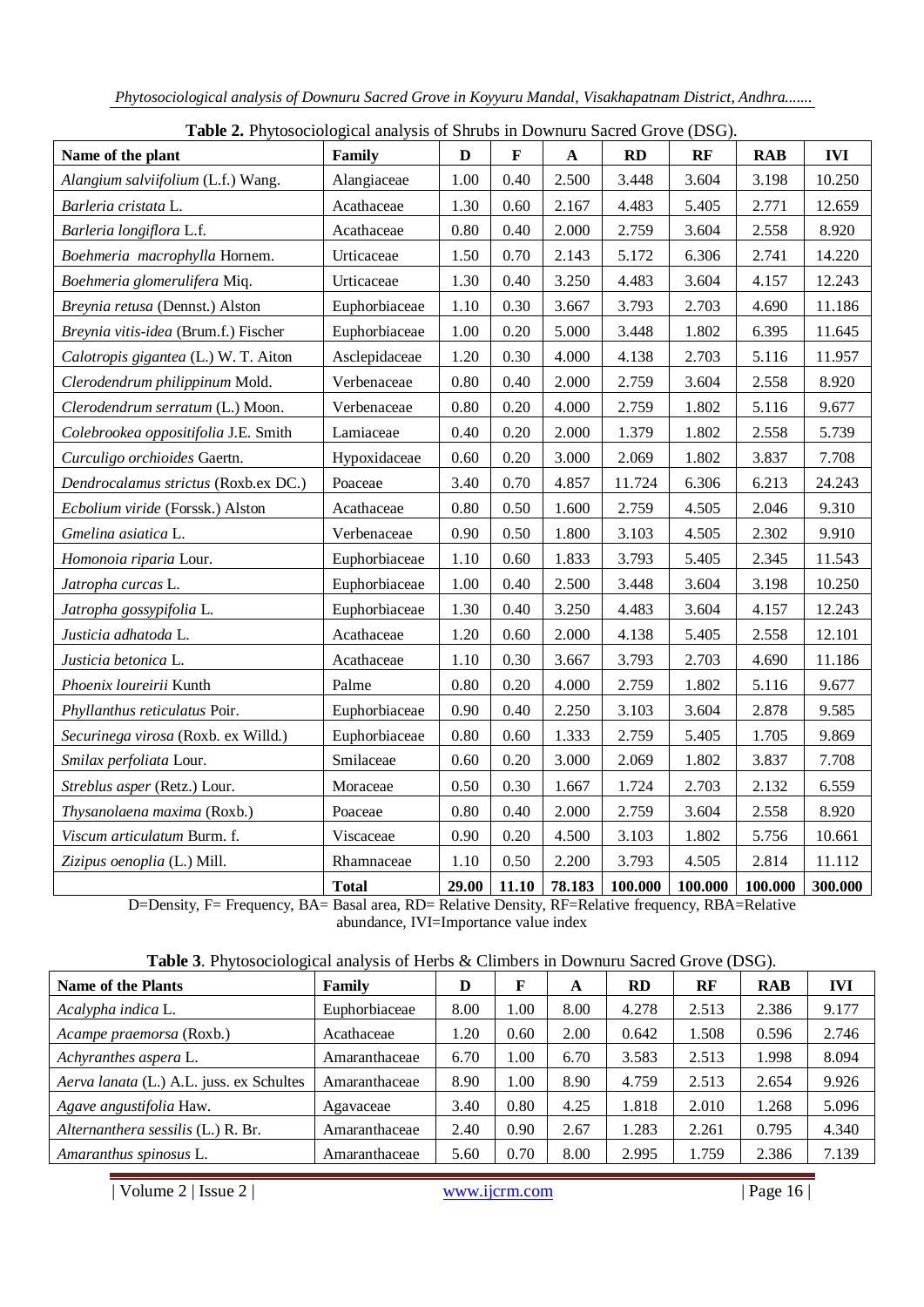**Table 2.** Phytosociological analysis of Shrubs in Downuru Sacred Grove (DSG).

| Name of the plant | Family | D | F | A | RD | RF | RAB | IVI |
|---|---|---|---|---|---|---|---|---|
| *Alangium salviifolium* (L.f.) Wang. | Alangiaceae | 1.00 | 0.40 | 2.500 | 3.448 | 3.604 | 3.198 | 10.250 |
| *Barleria cristata* L. | Acathaceae | 1.30 | 0.60 | 2.167 | 4.483 | 5.405 | 2.771 | 12.659 |
| *Barleria longiflora* L.f. | Acathaceae | 0.80 | 0.40 | 2.000 | 2.759 | 3.604 | 2.558 | 8.920 |
| *Boehmeria macrophylla* Hornem. | Urticaceae | 1.50 | 0.70 | 2.143 | 5.172 | 6.306 | 2.741 | 14.220 |
| *Boehmeria glomerulifera* Miq. | Urticaceae | 1.30 | 0.40 | 3.250 | 4.483 | 3.604 | 4.157 | 12.243 |
| *Breynia retusa* (Dennst.) Alston | Euphorbiaceae | 1.10 | 0.30 | 3.667 | 3.793 | 2.703 | 4.690 | 11.186 |
| *Breynia vitis-idea* (Brum.f.) Fischer | Euphorbiaceae | 1.00 | 0.20 | 5.000 | 3.448 | 1.802 | 6.395 | 11.645 |
| *Calotropis gigantea* (L.) W. T. Aiton | Asclepidaceae | 1.20 | 0.30 | 4.000 | 4.138 | 2.703 | 5.116 | 11.957 |
| *Clerodendrum philippinum* Mold. | Verbenaceae | 0.80 | 0.40 | 2.000 | 2.759 | 3.604 | 2.558 | 8.920 |
| *Clerodendrum serratum* (L.) Moon. | Verbenaceae | 0.80 | 0.20 | 4.000 | 2.759 | 1.802 | 5.116 | 9.677 |
| *Colebrookea oppositifolia* J.E. Smith | Lamiaceae | 0.40 | 0.20 | 2.000 | 1.379 | 1.802 | 2.558 | 5.739 |
| *Curculigo orchioides* Gaertn. | Hypoxidaceae | 0.60 | 0.20 | 3.000 | 2.069 | 1.802 | 3.837 | 7.708 |
| *Dendrocalamus strictus* (Roxb.ex DC.) | Poaceae | 3.40 | 0.70 | 4.857 | 11.724 | 6.306 | 6.213 | 24.243 |
| *Ecbolium viride* (Forssk.) Alston | Acathaceae | 0.80 | 0.50 | 1.600 | 2.759 | 4.505 | 2.046 | 9.310 |
| *Gmelina asiatica* L. | Verbenaceae | 0.90 | 0.50 | 1.800 | 3.103 | 4.505 | 2.302 | 9.910 |
| *Homonoia riparia* Lour. | Euphorbiaceae | 1.10 | 0.60 | 1.833 | 3.793 | 5.405 | 2.345 | 11.543 |
| *Jatropha curcas* L. | Euphorbiaceae | 1.00 | 0.40 | 2.500 | 3.448 | 3.604 | 3.198 | 10.250 |
| *Jatropha gossypifolia* L. | Euphorbiaceae | 1.30 | 0.40 | 3.250 | 4.483 | 3.604 | 4.157 | 12.243 |
| *Justicia adhatoda* L. | Acathaceae | 1.20 | 0.60 | 2.000 | 4.138 | 5.405 | 2.558 | 12.101 |
| *Justicia betonica* L. | Acathaceae | 1.10 | 0.30 | 3.667 | 3.793 | 2.703 | 4.690 | 11.186 |
| *Phoenix loureirii* Kunth | Palme | 0.80 | 0.20 | 4.000 | 2.759 | 1.802 | 5.116 | 9.677 |
| *Phyllanthus reticulatus* Poir. | Euphorbiaceae | 0.90 | 0.40 | 2.250 | 3.103 | 3.604 | 2.878 | 9.585 |
| *Securinega virosa* (Roxb. ex Willd.) | Euphorbiaceae | 0.80 | 0.60 | 1.333 | 2.759 | 5.405 | 1.705 | 9.869 |
| *Smilax perfoliata* Lour. | Smilaceae | 0.60 | 0.20 | 3.000 | 2.069 | 1.802 | 3.837 | 7.708 |
| *Streblus asper* (Retz.) Lour. | Moraceae | 0.50 | 0.30 | 1.667 | 1.724 | 2.703 | 2.132 | 6.559 |
| *Thysanolaena maxima* (Roxb.) | Poaceae | 0.80 | 0.40 | 2.000 | 2.759 | 3.604 | 2.558 | 8.920 |
| *Viscum articulatum* Burm. f. | Viscaceae | 0.90 | 0.20 | 4.500 | 3.103 | 1.802 | 5.756 | 10.661 |
| *Zizipus oenoplia* (L.) Mill. | Rhamnaceae | 1.10 | 0.50 | 2.200 | 3.793 | 4.505 | 2.814 | 11.112 |
| | **Total** | **29.00** | **11.10** | **78.183** | **100.000** | **100.000** | **100.000** | **300.000** |

D=Density, F= Frequency, BA= Basal area, RD= Relative Density, RF=Relative frequency, RBA=Relative abundance, IVI=Importance value index

**Table 3**. Phytosociological analysis of Herbs & Climbers in Downuru Sacred Grove (DSG).

| Name of the Plants | Family | D | F | A | RD | RF | RAB | IVI |
|---|---|---|---|---|---|---|---|---|
| *Acalypha indica* L. | Euphorbiaceae | 8.00 | 1.00 | 8.00 | 4.278 | 2.513 | 2.386 | 9.177 |
| *Acampe praemorsa* (Roxb.) | Acathaceae | 1.20 | 0.60 | 2.00 | 0.642 | 1.508 | 0.596 | 2.746 |
| *Achyranthes aspera* L. | Amaranthaceae | 6.70 | 1.00 | 6.70 | 3.583 | 2.513 | 1.998 | 8.094 |
| *Aerva lanata* (L.) A.L. juss. ex Schultes | Amaranthaceae | 8.90 | 1.00 | 8.90 | 4.759 | 2.513 | 2.654 | 9.926 |
| *Agave angustifolia* Haw. | Agavaceae | 3.40 | 0.80 | 4.25 | 1.818 | 2.010 | 1.268 | 5.096 |
| *Alternanthera sessilis* (L.) R. Br. | Amaranthaceae | 2.40 | 0.90 | 2.67 | 1.283 | 2.261 | 0.795 | 4.340 |
| *Amaranthus spinosus* L. | Amaranthaceae | 5.60 | 0.70 | 8.00 | 2.995 | 1.759 | 2.386 | 7.139 |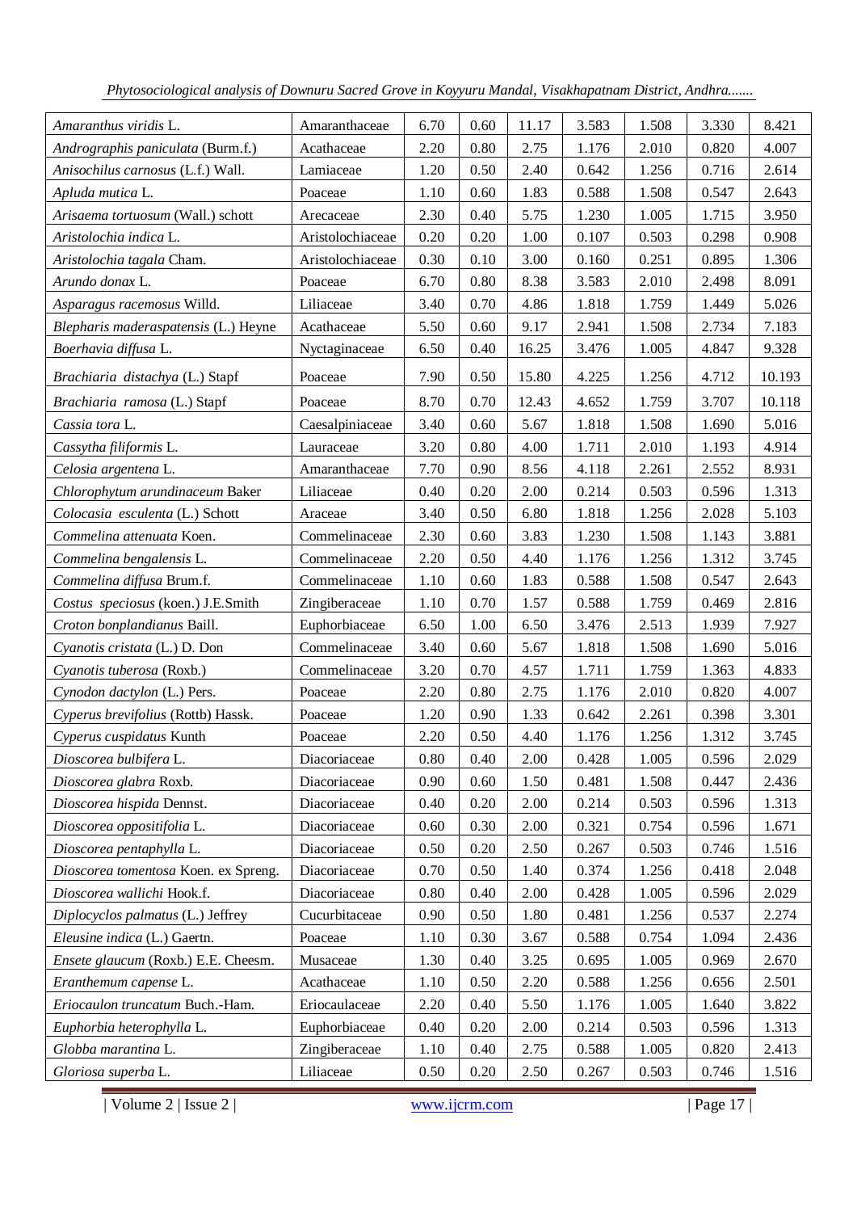| | | | | | | | | |
|---|---|---|---|---|---|---|---|---|
| *Amaranthus viridis* L. | Amaranthaceae | 6.70 | 0.60 | 11.17 | 3.583 | 1.508 | 3.330 | 8.421 |
| *Andrographis paniculata* (Burm.f.) | Acathaceae | 2.20 | 0.80 | 2.75 | 1.176 | 2.010 | 0.820 | 4.007 |
| *Anisochilus carnosus* (L.f.) Wall. | Lamiaceae | 1.20 | 0.50 | 2.40 | 0.642 | 1.256 | 0.716 | 2.614 |
| *Apluda mutica* L. | Poaceae | 1.10 | 0.60 | 1.83 | 0.588 | 1.508 | 0.547 | 2.643 |
| *Arisaema tortuosum* (Wall.) schott | Arecaceae | 2.30 | 0.40 | 5.75 | 1.230 | 1.005 | 1.715 | 3.950 |
| *Aristolochia indica* L. | Aristolochiaceae | 0.20 | 0.20 | 1.00 | 0.107 | 0.503 | 0.298 | 0.908 |
| *Aristolochia tagala* Cham. | Aristolochiaceae | 0.30 | 0.10 | 3.00 | 0.160 | 0.251 | 0.895 | 1.306 |
| *Arundo donax* L. | Poaceae | 6.70 | 0.80 | 8.38 | 3.583 | 2.010 | 2.498 | 8.091 |
| *Asparagus racemosus* Willd. | Liliaceae | 3.40 | 0.70 | 4.86 | 1.818 | 1.759 | 1.449 | 5.026 |
| *Blepharis maderaspatensis* (L.) Heyne | Acathaceae | 5.50 | 0.60 | 9.17 | 2.941 | 1.508 | 2.734 | 7.183 |
| *Boerhavia diffusa* L. | Nyctaginaceae | 6.50 | 0.40 | 16.25 | 3.476 | 1.005 | 4.847 | 9.328 |
| *Brachiaria distachya* (L.) Stapf | Poaceae | 7.90 | 0.50 | 15.80 | 4.225 | 1.256 | 4.712 | 10.193 |
| *Brachiaria ramosa* (L.) Stapf | Poaceae | 8.70 | 0.70 | 12.43 | 4.652 | 1.759 | 3.707 | 10.118 |
| *Cassia tora* L. | Caesalpiniaceae | 3.40 | 0.60 | 5.67 | 1.818 | 1.508 | 1.690 | 5.016 |
| *Cassytha filiformis* L. | Lauraceae | 3.20 | 0.80 | 4.00 | 1.711 | 2.010 | 1.193 | 4.914 |
| *Celosia argentena* L. | Amaranthaceae | 7.70 | 0.90 | 8.56 | 4.118 | 2.261 | 2.552 | 8.931 |
| *Chlorophytum arundinaceum* Baker | Liliaceae | 0.40 | 0.20 | 2.00 | 0.214 | 0.503 | 0.596 | 1.313 |
| *Colocasia esculenta* (L.) Schott | Araceae | 3.40 | 0.50 | 6.80 | 1.818 | 1.256 | 2.028 | 5.103 |
| *Commelina attenuata* Koen. | Commelinaceae | 2.30 | 0.60 | 3.83 | 1.230 | 1.508 | 1.143 | 3.881 |
| *Commelina bengalensis* L. | Commelinaceae | 2.20 | 0.50 | 4.40 | 1.176 | 1.256 | 1.312 | 3.745 |
| *Commelina diffusa* Brum.f. | Commelinaceae | 1.10 | 0.60 | 1.83 | 0.588 | 1.508 | 0.547 | 2.643 |
| *Costus speciosus* (koen.) J.E.Smith | Zingiberaceae | 1.10 | 0.70 | 1.57 | 0.588 | 1.759 | 0.469 | 2.816 |
| *Croton bonplandianus* Baill. | Euphorbiaceae | 6.50 | 1.00 | 6.50 | 3.476 | 2.513 | 1.939 | 7.927 |
| *Cyanotis cristata* (L.) D. Don | Commelinaceae | 3.40 | 0.60 | 5.67 | 1.818 | 1.508 | 1.690 | 5.016 |
| *Cyanotis tuberosa* (Roxb.) | Commelinaceae | 3.20 | 0.70 | 4.57 | 1.711 | 1.759 | 1.363 | 4.833 |
| *Cynodon dactylon* (L.) Pers. | Poaceae | 2.20 | 0.80 | 2.75 | 1.176 | 2.010 | 0.820 | 4.007 |
| *Cyperus brevifolius* (Rottb) Hassk. | Poaceae | 1.20 | 0.90 | 1.33 | 0.642 | 2.261 | 0.398 | 3.301 |
| *Cyperus cuspidatus* Kunth | Poaceae | 2.20 | 0.50 | 4.40 | 1.176 | 1.256 | 1.312 | 3.745 |
| *Dioscorea bulbifera* L. | Diacoriaceae | 0.80 | 0.40 | 2.00 | 0.428 | 1.005 | 0.596 | 2.029 |
| *Dioscorea glabra* Roxb. | Diacoriaceae | 0.90 | 0.60 | 1.50 | 0.481 | 1.508 | 0.447 | 2.436 |
| *Dioscorea hispida* Dennst. | Diacoriaceae | 0.40 | 0.20 | 2.00 | 0.214 | 0.503 | 0.596 | 1.313 |
| *Dioscorea oppositifolia* L. | Diacoriaceae | 0.60 | 0.30 | 2.00 | 0.321 | 0.754 | 0.596 | 1.671 |
| *Dioscorea pentaphylla* L. | Diacoriaceae | 0.50 | 0.20 | 2.50 | 0.267 | 0.503 | 0.746 | 1.516 |
| *Dioscorea tomentosa* Koen. ex Spreng. | Diacoriaceae | 0.70 | 0.50 | 1.40 | 0.374 | 1.256 | 0.418 | 2.048 |
| *Dioscorea wallichi* Hook.f. | Diacoriaceae | 0.80 | 0.40 | 2.00 | 0.428 | 1.005 | 0.596 | 2.029 |
| *Diplocyclos palmatus* (L.) Jeffrey | Cucurbitaceae | 0.90 | 0.50 | 1.80 | 0.481 | 1.256 | 0.537 | 2.274 |
| *Eleusine indica* (L.) Gaertn. | Poaceae | 1.10 | 0.30 | 3.67 | 0.588 | 0.754 | 1.094 | 2.436 |
| *Ensete glaucum* (Roxb.) E.E. Cheesm. | Musaceae | 1.30 | 0.40 | 3.25 | 0.695 | 1.005 | 0.969 | 2.670 |
| *Eranthemum capense* L. | Acathaceae | 1.10 | 0.50 | 2.20 | 0.588 | 1.256 | 0.656 | 2.501 |
| *Eriocaulon truncatum* Buch.-Ham. | Eriocaulaceae | 2.20 | 0.40 | 5.50 | 1.176 | 1.005 | 1.640 | 3.822 |
| *Euphorbia heterophylla* L. | Euphorbiaceae | 0.40 | 0.20 | 2.00 | 0.214 | 0.503 | 0.596 | 1.313 |
| *Globba marantina* L. | Zingiberaceae | 1.10 | 0.40 | 2.75 | 0.588 | 1.005 | 0.820 | 2.413 |
| *Gloriosa superba* L. | Liliaceae | 0.50 | 0.20 | 2.50 | 0.267 | 0.503 | 0.746 | 1.516 |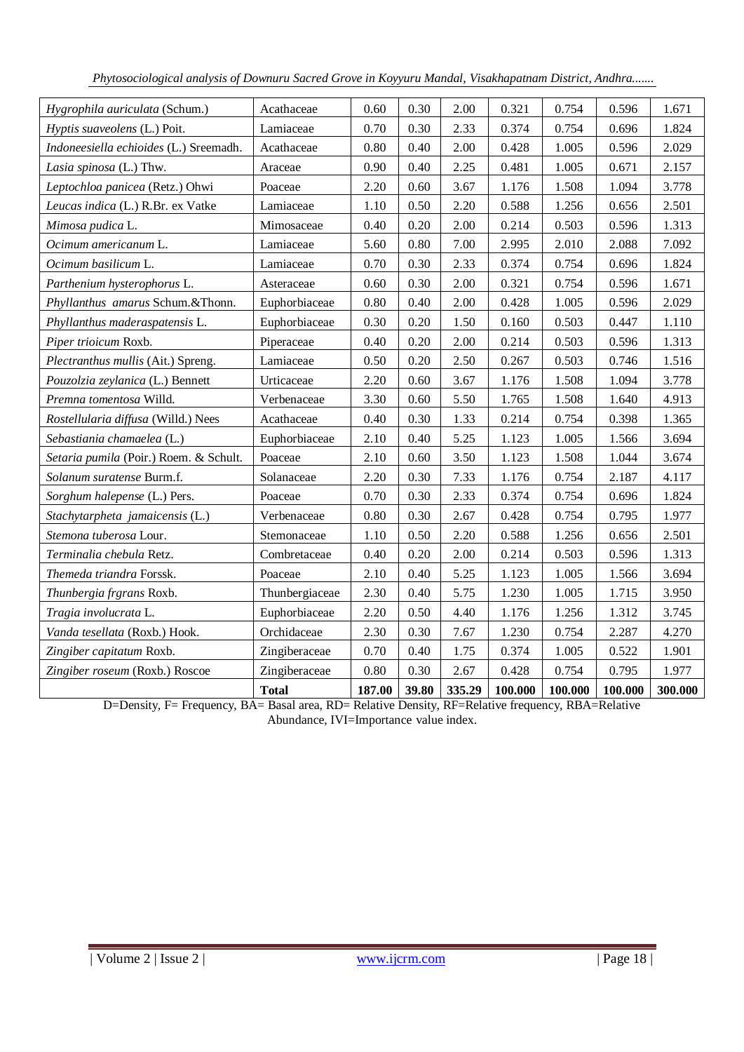| | | | | | | | | |
|---|---|---|---|---|---|---|---|---|
| *Hygrophila auriculata* (Schum.) | Acathaceae | 0.60 | 0.30 | 2.00 | 0.321 | 0.754 | 0.596 | 1.671 |
| *Hyptis suaveolens* (L.) Poit. | Lamiaceae | 0.70 | 0.30 | 2.33 | 0.374 | 0.754 | 0.696 | 1.824 |
| *Indoneesiella echioides* (L.) Sreemadh. | Acathaceae | 0.80 | 0.40 | 2.00 | 0.428 | 1.005 | 0.596 | 2.029 |
| *Lasia spinosa* (L.) Thw. | Araceae | 0.90 | 0.40 | 2.25 | 0.481 | 1.005 | 0.671 | 2.157 |
| *Leptochloa panicea* (Retz.) Ohwi | Poaceae | 2.20 | 0.60 | 3.67 | 1.176 | 1.508 | 1.094 | 3.778 |
| *Leucas indica* (L.) R.Br. ex Vatke | Lamiaceae | 1.10 | 0.50 | 2.20 | 0.588 | 1.256 | 0.656 | 2.501 |
| *Mimosa pudica* L. | Mimosaceae | 0.40 | 0.20 | 2.00 | 0.214 | 0.503 | 0.596 | 1.313 |
| *Ocimum americanum* L. | Lamiaceae | 5.60 | 0.80 | 7.00 | 2.995 | 2.010 | 2.088 | 7.092 |
| *Ocimum basilicum* L. | Lamiaceae | 0.70 | 0.30 | 2.33 | 0.374 | 0.754 | 0.696 | 1.824 |
| *Parthenium hysterophorus* L. | Asteraceae | 0.60 | 0.30 | 2.00 | 0.321 | 0.754 | 0.596 | 1.671 |
| *Phyllanthus amarus* Schum.&Thonn. | Euphorbiaceae | 0.80 | 0.40 | 2.00 | 0.428 | 1.005 | 0.596 | 2.029 |
| *Phyllanthus maderaspatensis* L. | Euphorbiaceae | 0.30 | 0.20 | 1.50 | 0.160 | 0.503 | 0.447 | 1.110 |
| *Piper trioicum* Roxb. | Piperaceae | 0.40 | 0.20 | 2.00 | 0.214 | 0.503 | 0.596 | 1.313 |
| *Plectranthus mullis* (Ait.) Spreng. | Lamiaceae | 0.50 | 0.20 | 2.50 | 0.267 | 0.503 | 0.746 | 1.516 |
| *Pouzolzia zeylanica* (L.) Bennett | Urticaceae | 2.20 | 0.60 | 3.67 | 1.176 | 1.508 | 1.094 | 3.778 |
| *Premna tomentosa* Willd. | Verbenaceae | 3.30 | 0.60 | 5.50 | 1.765 | 1.508 | 1.640 | 4.913 |
| *Rostellularia diffusa* (Willd.) Nees | Acathaceae | 0.40 | 0.30 | 1.33 | 0.214 | 0.754 | 0.398 | 1.365 |
| *Sebastiania chamaelea* (L.) | Euphorbiaceae | 2.10 | 0.40 | 5.25 | 1.123 | 1.005 | 1.566 | 3.694 |
| *Setaria pumila* (Poir.) Roem. & Schult. | Poaceae | 2.10 | 0.60 | 3.50 | 1.123 | 1.508 | 1.044 | 3.674 |
| *Solanum suratense* Burm.f. | Solanaceae | 2.20 | 0.30 | 7.33 | 1.176 | 0.754 | 2.187 | 4.117 |
| *Sorghum halepense* (L.) Pers. | Poaceae | 0.70 | 0.30 | 2.33 | 0.374 | 0.754 | 0.696 | 1.824 |
| *Stachytarpheta jamaicensis* (L.) | Verbenaceae | 0.80 | 0.30 | 2.67 | 0.428 | 0.754 | 0.795 | 1.977 |
| *Stemona tuberosa* Lour. | Stemonaceae | 1.10 | 0.50 | 2.20 | 0.588 | 1.256 | 0.656 | 2.501 |
| *Terminalia chebula* Retz. | Combretaceae | 0.40 | 0.20 | 2.00 | 0.214 | 0.503 | 0.596 | 1.313 |
| *Themeda triandra* Forssk. | Poaceae | 2.10 | 0.40 | 5.25 | 1.123 | 1.005 | 1.566 | 3.694 |
| *Thunbergia frgrans* Roxb. | Thunbergiaceae | 2.30 | 0.40 | 5.75 | 1.230 | 1.005 | 1.715 | 3.950 |
| *Tragia involucrata* L. | Euphorbiaceae | 2.20 | 0.50 | 4.40 | 1.176 | 1.256 | 1.312 | 3.745 |
| *Vanda tesellata* (Roxb.) Hook. | Orchidaceae | 2.30 | 0.30 | 7.67 | 1.230 | 0.754 | 2.287 | 4.270 |
| *Zingiber capitatum* Roxb. | Zingiberaceae | 0.70 | 0.40 | 1.75 | 0.374 | 1.005 | 0.522 | 1.901 |
| *Zingiber roseum* (Roxb.) Roscoe | Zingiberaceae | 0.80 | 0.30 | 2.67 | 0.428 | 0.754 | 0.795 | 1.977 |
| | **Total** | **187.00** | **39.80** | **335.29** | **100.000** | **100.000** | **100.000** | **300.000** |

D=Density, F= Frequency, BA= Basal area, RD= Relative Density, RF=Relative frequency, RBA=Relative Abundance, IVI=Importance value index.